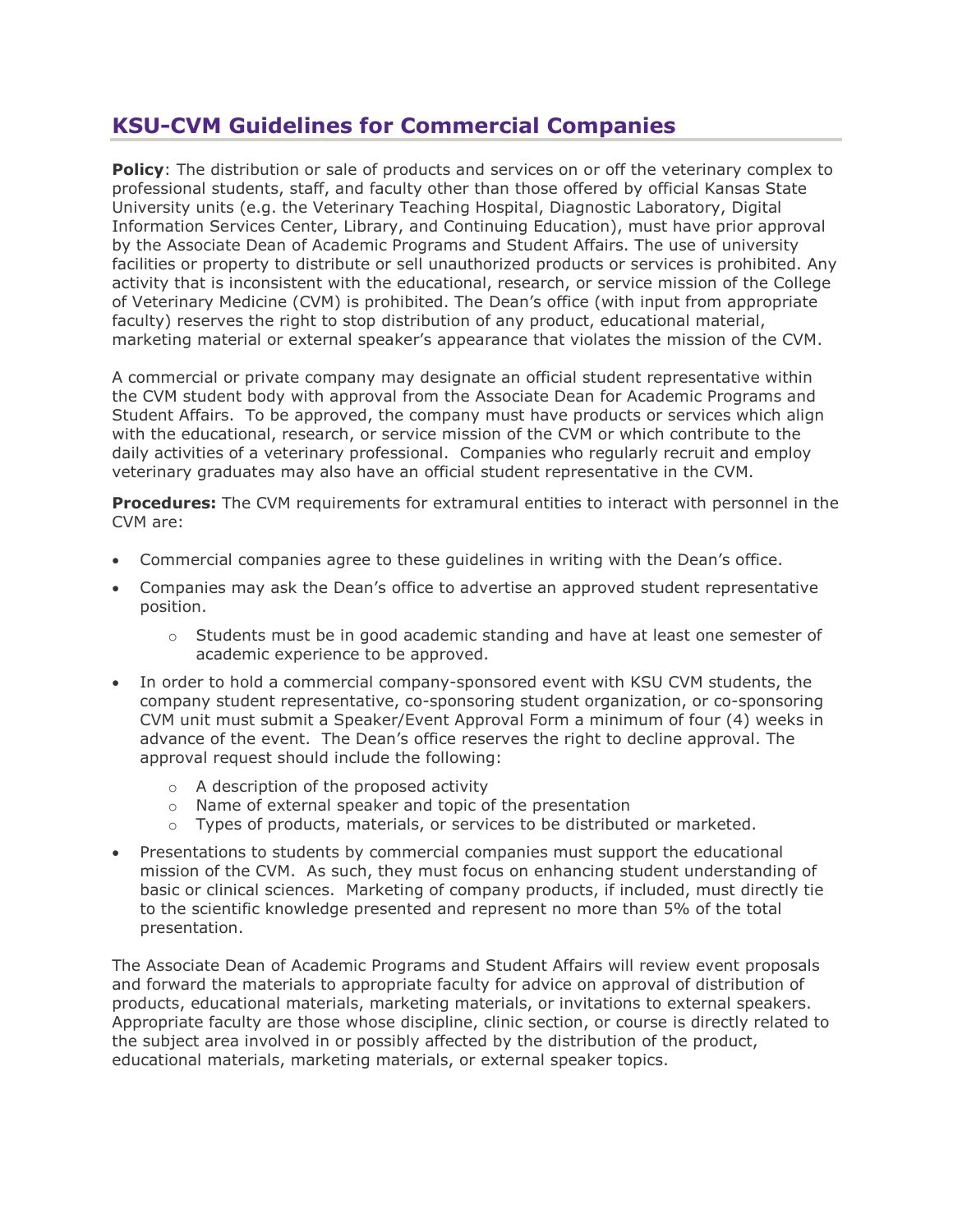# KSU-CVM Guidelines for Commercial Companies

**Policy**: The distribution or sale of products and services on or off the veterinary complex to professional students, staff, and faculty other than those offered by official Kansas State University units (e.g. the Veterinary Teaching Hospital, Diagnostic Laboratory, Digital Information Services Center, Library, and Continuing Education), must have prior approval by the Associate Dean of Academic Programs and Student Affairs. The use of university facilities or property to distribute or sell unauthorized products or services is prohibited. Any activity that is inconsistent with the educational, research, or service mission of the College of Veterinary Medicine (CVM) is prohibited. The Dean's office (with input from appropriate faculty) reserves the right to stop distribution of any product, educational material, marketing material or external speaker's appearance that violates the mission of the CVM.

A commercial or private company may designate an official student representative within the CVM student body with approval from the Associate Dean for Academic Programs and Student Affairs. To be approved, the company must have products or services which align with the educational, research, or service mission of the CVM or which contribute to the daily activities of a veterinary professional. Companies who regularly recruit and employ veterinary graduates may also have an official student representative in the CVM.

**Procedures:** The CVM requirements for extramural entities to interact with personnel in the CVM are:

- Commercial companies agree to these guidelines in writing with the Dean's office.
- Companies may ask the Dean's office to advertise an approved student representative position.
  - Students must be in good academic standing and have at least one semester of academic experience to be approved.
- In order to hold a commercial company-sponsored event with KSU CVM students, the company student representative, co-sponsoring student organization, or co-sponsoring CVM unit must submit a Speaker/Event Approval Form a minimum of four (4) weeks in advance of the event. The Dean's office reserves the right to decline approval. The approval request should include the following:
  - A description of the proposed activity
  - Name of external speaker and topic of the presentation
  - Types of products, materials, or services to be distributed or marketed.
- Presentations to students by commercial companies must support the educational mission of the CVM. As such, they must focus on enhancing student understanding of basic or clinical sciences. Marketing of company products, if included, must directly tie to the scientific knowledge presented and represent no more than 5% of the total presentation.

The Associate Dean of Academic Programs and Student Affairs will review event proposals and forward the materials to appropriate faculty for advice on approval of distribution of products, educational materials, marketing materials, or invitations to external speakers. Appropriate faculty are those whose discipline, clinic section, or course is directly related to the subject area involved in or possibly affected by the distribution of the product, educational materials, marketing materials, or external speaker topics.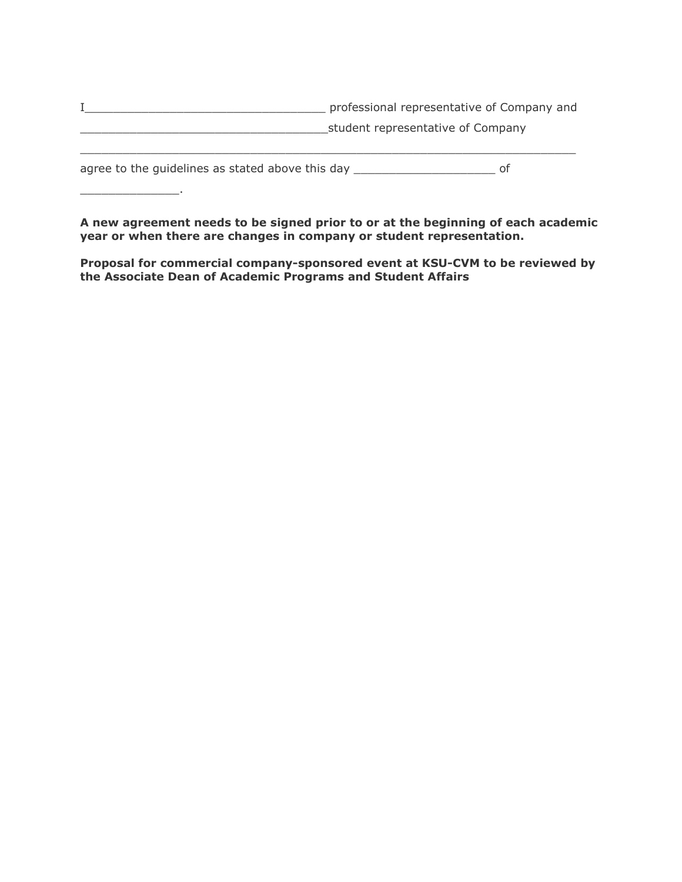I___________________________________ professional representative of Company and

____________________________________student representative of Company

_____________________________________________________________________________

agree to the guidelines as stated above this day ____________________ of

______________.

**A new agreement needs to be signed prior to or at the beginning of each academic year or when there are changes in company or student representation.**

**Proposal for commercial company-sponsored event at KSU-CVM to be reviewed by the Associate Dean of Academic Programs and Student Affairs**